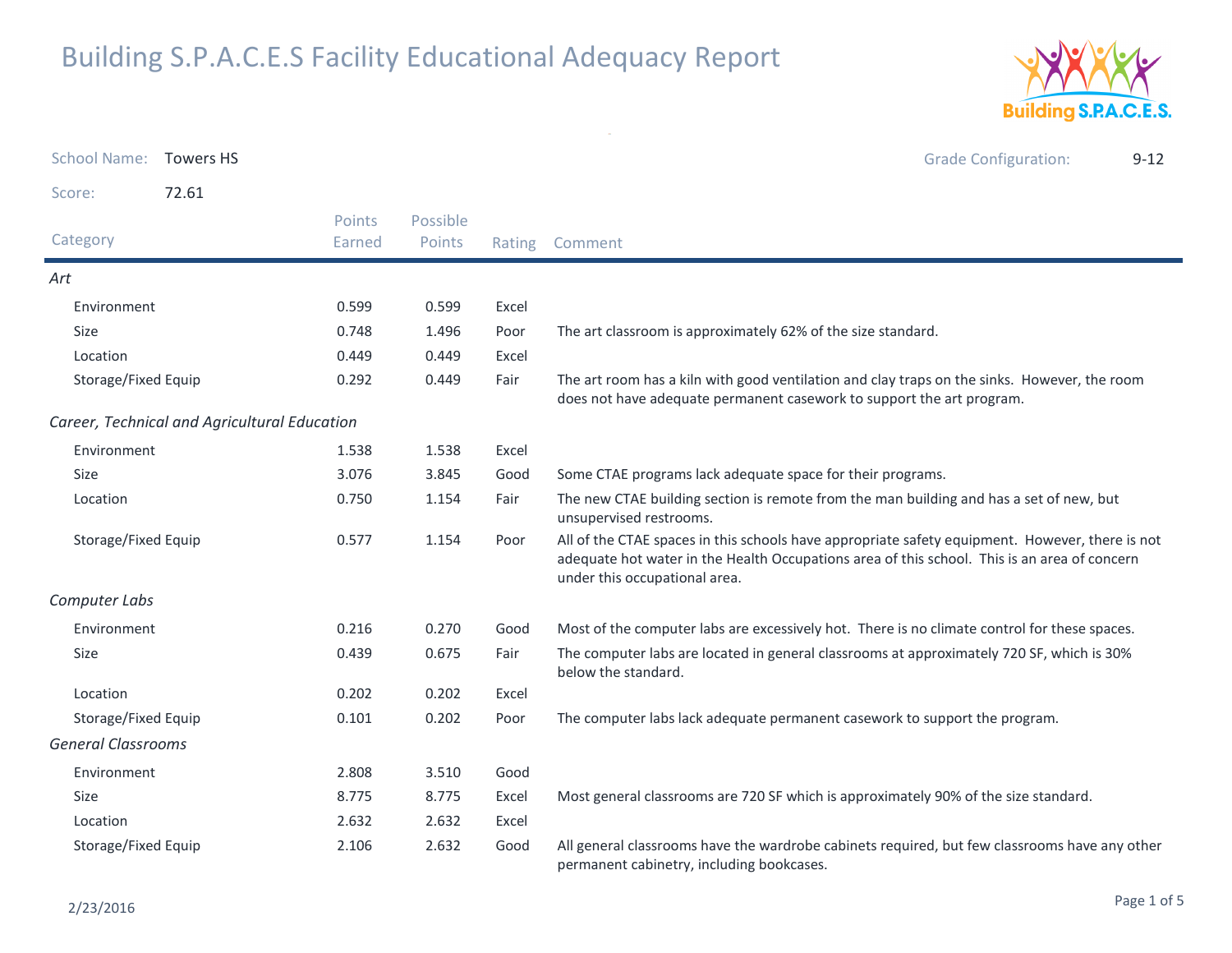# Building S.P.A.C.E.S Facility Educational Adequacy Report

School Name: Towers HS

Grade Configuration: 9-12

Score: 72.61

| Category | Points Earned | Possible Points | Rating | Comment |
|---|---|---|---|---|
| *Art* | | | | |
| Environment | 0.599 | 0.599 | Excel | |
| Size | 0.748 | 1.496 | Poor | The art classroom is approximately 62% of the size standard. |
| Location | 0.449 | 0.449 | Excel | |
| Storage/Fixed Equip | 0.292 | 0.449 | Fair | The art room has a kiln with good ventilation and clay traps on the sinks. However, the room does not have adequate permanent casework to support the art program. |
| *Career, Technical and Agricultural Education* | | | | |
| Environment | 1.538 | 1.538 | Excel | |
| Size | 3.076 | 3.845 | Good | Some CTAE programs lack adequate space for their programs. |
| Location | 0.750 | 1.154 | Fair | The new CTAE building section is remote from the man building and has a set of new, but unsupervised restrooms. |
| Storage/Fixed Equip | 0.577 | 1.154 | Poor | All of the CTAE spaces in this schools have appropriate safety equipment. However, there is not adequate hot water in the Health Occupations area of this school. This is an area of concern under this occupational area. |
| *Computer Labs* | | | | |
| Environment | 0.216 | 0.270 | Good | Most of the computer labs are excessively hot. There is no climate control for these spaces. |
| Size | 0.439 | 0.675 | Fair | The computer labs are located in general classrooms at approximately 720 SF, which is 30% below the standard. |
| Location | 0.202 | 0.202 | Excel | |
| Storage/Fixed Equip | 0.101 | 0.202 | Poor | The computer labs lack adequate permanent casework to support the program. |
| *General Classrooms* | | | | |
| Environment | 2.808 | 3.510 | Good | |
| Size | 8.775 | 8.775 | Excel | Most general classrooms are 720 SF which is approximately 90% of the size standard. |
| Location | 2.632 | 2.632 | Excel | |
| Storage/Fixed Equip | 2.106 | 2.632 | Good | All general classrooms have the wardrobe cabinets required, but few classrooms have any other permanent cabinetry, including bookcases. |

2/23/2016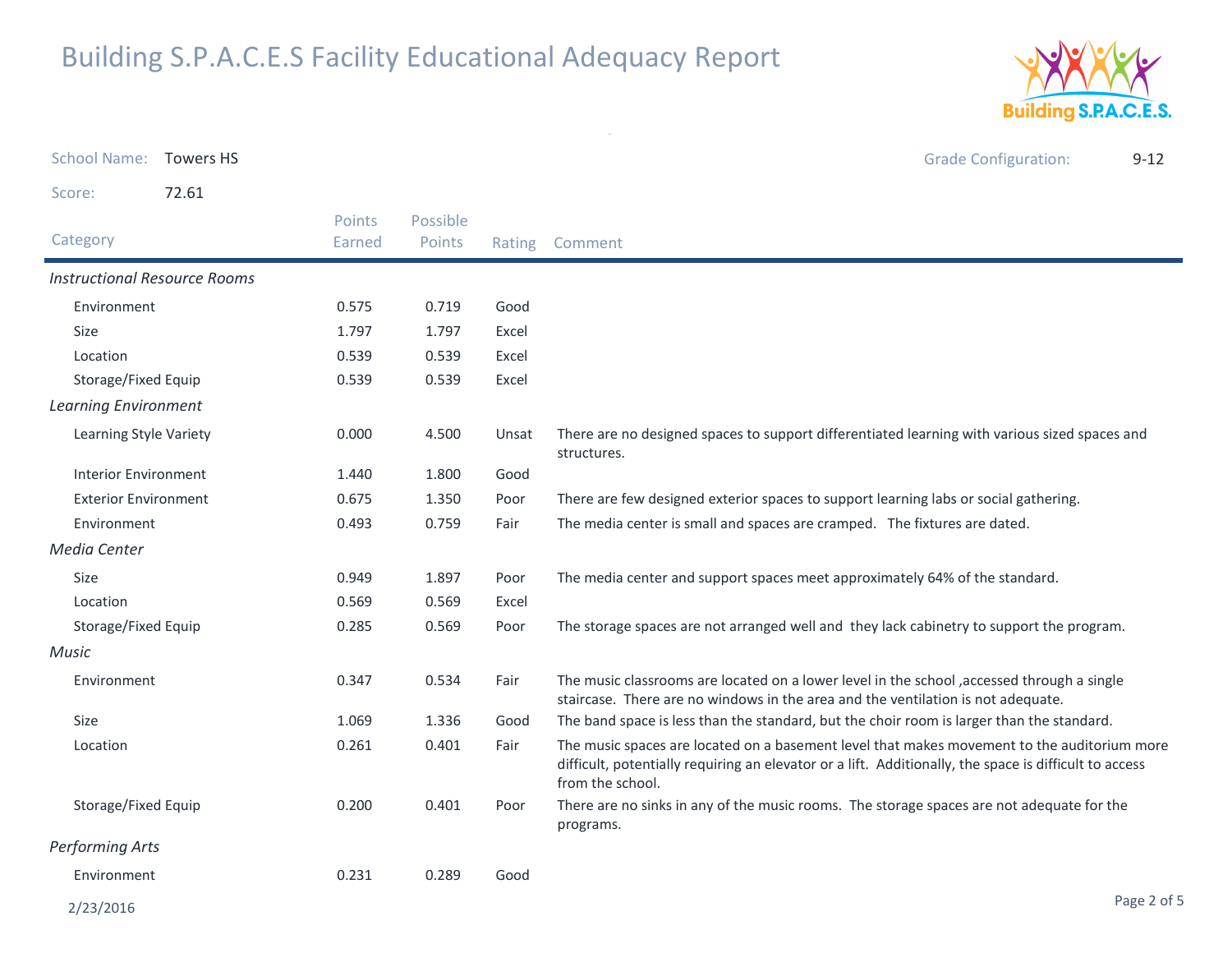# Building S.P.A.C.E.S Facility Educational Adequacy Report

School Name: Towers HS

Grade Configuration: 9-12

Score: 72.61

| Category | Points Earned | Possible Points | Rating | Comment |
|---|---|---|---|---|
| *Instructional Resource Rooms* | | | | |
| Environment | 0.575 | 0.719 | Good | |
| Size | 1.797 | 1.797 | Excel | |
| Location | 0.539 | 0.539 | Excel | |
| Storage/Fixed Equip | 0.539 | 0.539 | Excel | |
| *Learning Environment* | | | | |
| Learning Style Variety | 0.000 | 4.500 | Unsat | There are no designed spaces to support differentiated learning with various sized spaces and structures. |
| Interior Environment | 1.440 | 1.800 | Good | |
| Exterior Environment | 0.675 | 1.350 | Poor | There are few designed exterior spaces to support learning labs or social gathering. |
| Environment | 0.493 | 0.759 | Fair | The media center is small and spaces are cramped. The fixtures are dated. |
| *Media Center* | | | | |
| Size | 0.949 | 1.897 | Poor | The media center and support spaces meet approximately 64% of the standard. |
| Location | 0.569 | 0.569 | Excel | |
| Storage/Fixed Equip | 0.285 | 0.569 | Poor | The storage spaces are not arranged well and they lack cabinetry to support the program. |
| *Music* | | | | |
| Environment | 0.347 | 0.534 | Fair | The music classrooms are located on a lower level in the school ,accessed through a single staircase. There are no windows in the area and the ventilation is not adequate. |
| Size | 1.069 | 1.336 | Good | The band space is less than the standard, but the choir room is larger than the standard. |
| Location | 0.261 | 0.401 | Fair | The music spaces are located on a basement level that makes movement to the auditorium more difficult, potentially requiring an elevator or a lift. Additionally, the space is difficult to access from the school. |
| Storage/Fixed Equip | 0.200 | 0.401 | Poor | There are no sinks in any of the music rooms. The storage spaces are not adequate for the programs. |
| *Performing Arts* | | | | |
| Environment | 0.231 | 0.289 | Good | |

2/23/2016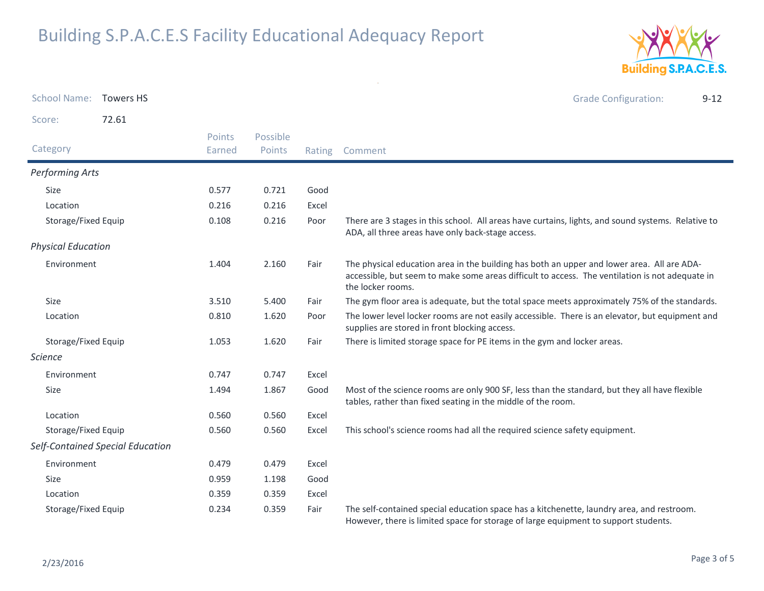# Building S.P.A.C.E.S Facility Educational Adequacy Report

School Name: Towers HS

Grade Configuration: 9-12

Score: 72.61

| Category | Points Earned | Possible Points | Rating | Comment |
|---|---|---|---|---|
| *Performing Arts* | | | | |
| Size | 0.577 | 0.721 | Good | |
| Location | 0.216 | 0.216 | Excel | |
| Storage/Fixed Equip | 0.108 | 0.216 | Poor | There are 3 stages in this school. All areas have curtains, lights, and sound systems. Relative to ADA, all three areas have only back-stage access. |
| *Physical Education* | | | | |
| Environment | 1.404 | 2.160 | Fair | The physical education area in the building has both an upper and lower area. All are ADA-accessible, but seem to make some areas difficult to access. The ventilation is not adequate in the locker rooms. |
| Size | 3.510 | 5.400 | Fair | The gym floor area is adequate, but the total space meets approximately 75% of the standards. |
| Location | 0.810 | 1.620 | Poor | The lower level locker rooms are not easily accessible. There is an elevator, but equipment and supplies are stored in front blocking access. |
| Storage/Fixed Equip | 1.053 | 1.620 | Fair | There is limited storage space for PE items in the gym and locker areas. |
| *Science* | | | | |
| Environment | 0.747 | 0.747 | Excel | |
| Size | 1.494 | 1.867 | Good | Most of the science rooms are only 900 SF, less than the standard, but they all have flexible tables, rather than fixed seating in the middle of the room. |
| Location | 0.560 | 0.560 | Excel | |
| Storage/Fixed Equip | 0.560 | 0.560 | Excel | This school's science rooms had all the required science safety equipment. |
| *Self-Contained Special Education* | | | | |
| Environment | 0.479 | 0.479 | Excel | |
| Size | 0.959 | 1.198 | Good | |
| Location | 0.359 | 0.359 | Excel | |
| Storage/Fixed Equip | 0.234 | 0.359 | Fair | The self-contained special education space has a kitchenette, laundry area, and restroom. However, there is limited space for storage of large equipment to support students. |

2/23/2016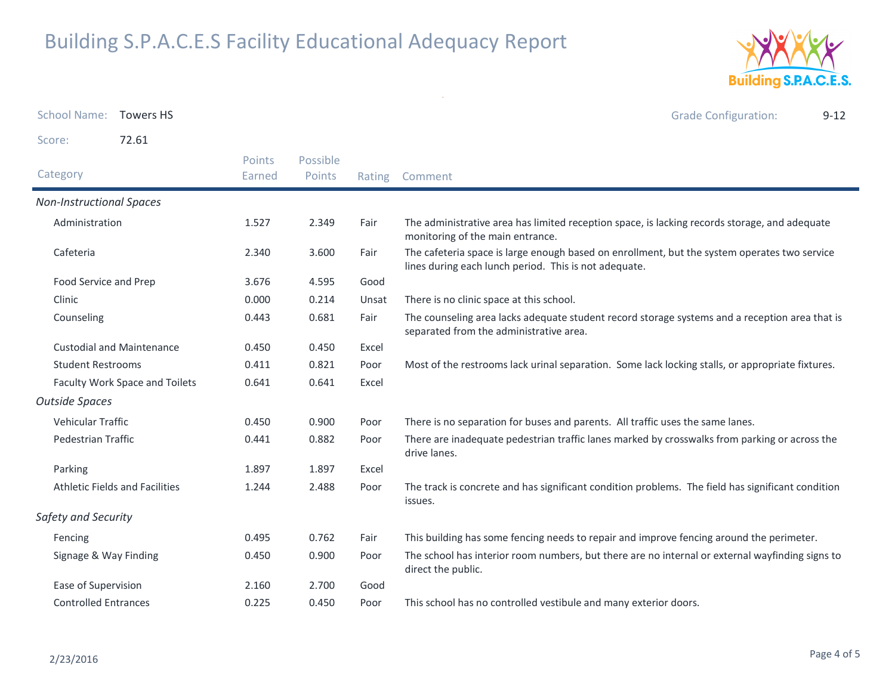# Building S.P.A.C.E.S Facility Educational Adequacy Report

School Name: Towers HS

Grade Configuration: 9-12

Score: 72.61

| Category | Points Earned | Possible Points | Rating | Comment |
|---|---|---|---|---|
| *Non-Instructional Spaces* | | | | |
| Administration | 1.527 | 2.349 | Fair | The administrative area has limited reception space, is lacking records storage, and adequate monitoring of the main entrance. |
| Cafeteria | 2.340 | 3.600 | Fair | The cafeteria space is large enough based on enrollment, but the system operates two service lines during each lunch period. This is not adequate. |
| Food Service and Prep | 3.676 | 4.595 | Good | |
| Clinic | 0.000 | 0.214 | Unsat | There is no clinic space at this school. |
| Counseling | 0.443 | 0.681 | Fair | The counseling area lacks adequate student record storage systems and a reception area that is separated from the administrative area. |
| Custodial and Maintenance | 0.450 | 0.450 | Excel | |
| Student Restrooms | 0.411 | 0.821 | Poor | Most of the restrooms lack urinal separation. Some lack locking stalls, or appropriate fixtures. |
| Faculty Work Space and Toilets | 0.641 | 0.641 | Excel | |
| *Outside Spaces* | | | | |
| Vehicular Traffic | 0.450 | 0.900 | Poor | There is no separation for buses and parents. All traffic uses the same lanes. |
| Pedestrian Traffic | 0.441 | 0.882 | Poor | There are inadequate pedestrian traffic lanes marked by crosswalks from parking or across the drive lanes. |
| Parking | 1.897 | 1.897 | Excel | |
| Athletic Fields and Facilities | 1.244 | 2.488 | Poor | The track is concrete and has significant condition problems. The field has significant condition issues. |
| *Safety and Security* | | | | |
| Fencing | 0.495 | 0.762 | Fair | This building has some fencing needs to repair and improve fencing around the perimeter. |
| Signage & Way Finding | 0.450 | 0.900 | Poor | The school has interior room numbers, but there are no internal or external wayfinding signs to direct the public. |
| Ease of Supervision | 2.160 | 2.700 | Good | |
| Controlled Entrances | 0.225 | 0.450 | Poor | This school has no controlled vestibule and many exterior doors. |

2/23/2016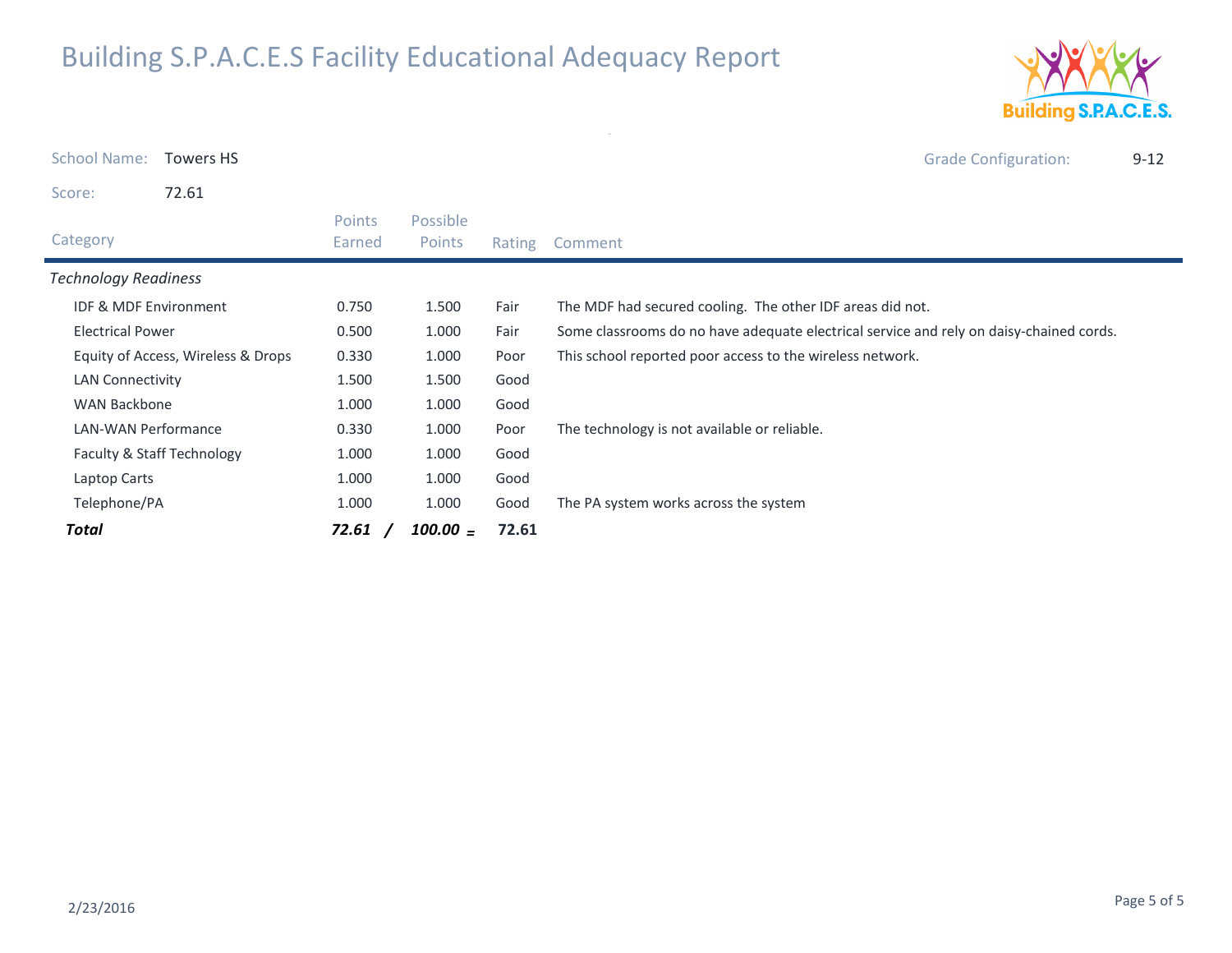# Building S.P.A.C.E.S Facility Educational Adequacy Report

School Name: Towers HS

Grade Configuration: 9-12

Score: 72.61

| Category | Points Earned | Possible Points | Rating | Comment |
|---|---|---|---|---|
| *Technology Readiness* | | | | |
| IDF & MDF Environment | 0.750 | 1.500 | Fair | The MDF had secured cooling. The other IDF areas did not. |
| Electrical Power | 0.500 | 1.000 | Fair | Some classrooms do no have adequate electrical service and rely on daisy-chained cords. |
| Equity of Access, Wireless & Drops | 0.330 | 1.000 | Poor | This school reported poor access to the wireless network. |
| LAN Connectivity | 1.500 | 1.500 | Good | |
| WAN Backbone | 1.000 | 1.000 | Good | |
| LAN-WAN Performance | 0.330 | 1.000 | Poor | The technology is not available or reliable. |
| Faculty & Staff Technology | 1.000 | 1.000 | Good | |
| Laptop Carts | 1.000 | 1.000 | Good | |
| Telephone/PA | 1.000 | 1.000 | Good | The PA system works across the system |
| ***Total*** | ***72.61 /*** | ***100.00 =*** | **72.61** | |

2/23/2016